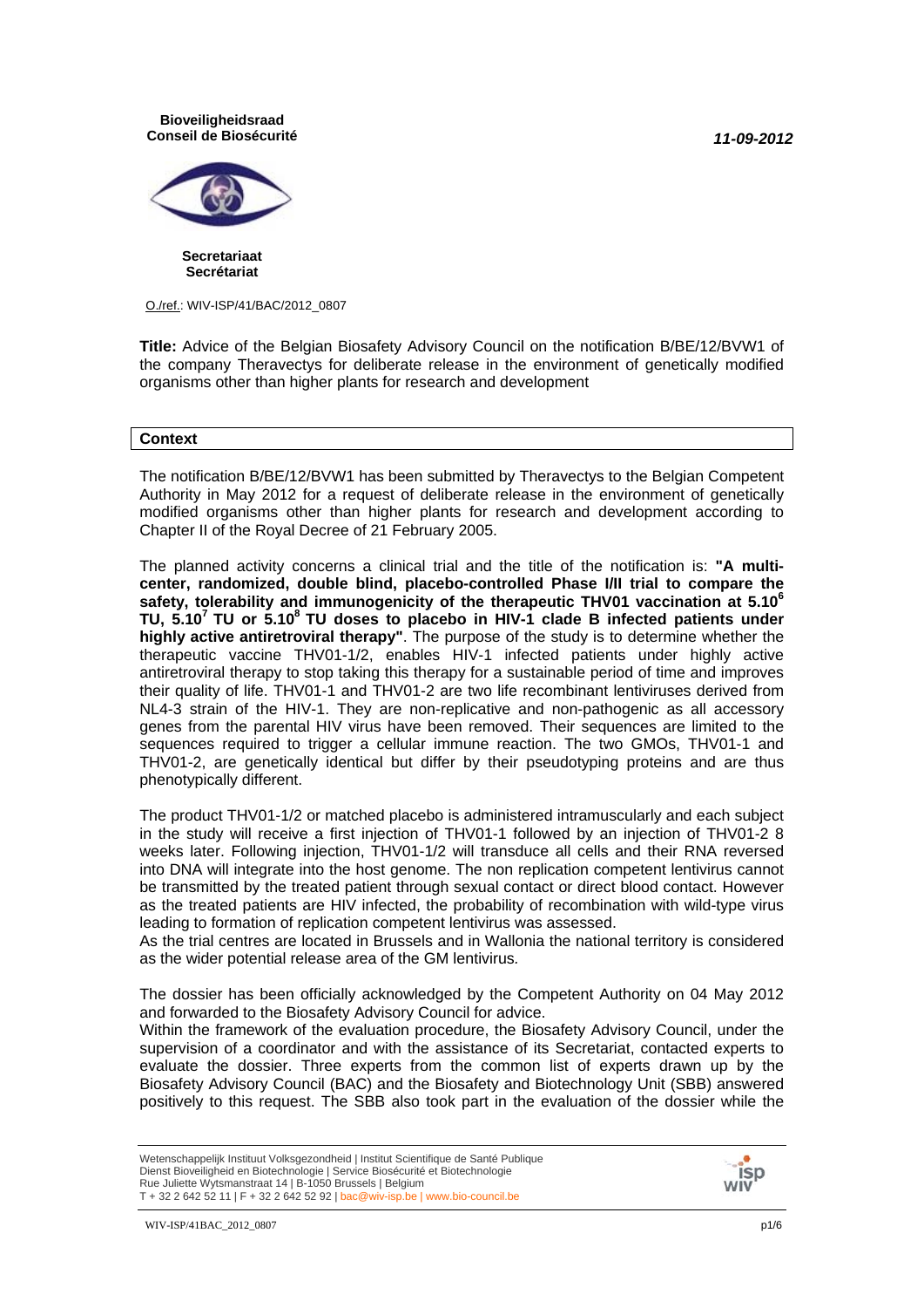**Bioveiligheidsraad**
**Conseil de Biosécurité**

***11-09-2012***

**Secretariaat**
**Secrétariat**

O./ref.: WIV-ISP/41/BAC/2012_0807

**Title:** Advice of the Belgian Biosafety Advisory Council on the notification B/BE/12/BVW1 of the company Theravectys for deliberate release in the environment of genetically modified organisms other than higher plants for research and development

## Context

The notification B/BE/12/BVW1 has been submitted by Theravectys to the Belgian Competent Authority in May 2012 for a request of deliberate release in the environment of genetically modified organisms other than higher plants for research and development according to Chapter II of the Royal Decree of 21 February 2005.

The planned activity concerns a clinical trial and the title of the notification is: **"A multi-center, randomized, double blind, placebo-controlled Phase I/II trial to compare the safety, tolerability and immunogenicity of the therapeutic THV01 vaccination at $5.10^6$ TU, $5.10^7$ TU or $5.10^8$ TU doses to placebo in HIV-1 clade B infected patients under highly active antiretroviral therapy"**. The purpose of the study is to determine whether the therapeutic vaccine THV01-1/2, enables HIV-1 infected patients under highly active antiretroviral therapy to stop taking this therapy for a sustainable period of time and improves their quality of life. THV01-1 and THV01-2 are two life recombinant lentiviruses derived from NL4-3 strain of the HIV-1. They are non-replicative and non-pathogenic as all accessory genes from the parental HIV virus have been removed. Their sequences are limited to the sequences required to trigger a cellular immune reaction. The two GMOs, THV01-1 and THV01-2, are genetically identical but differ by their pseudotyping proteins and are thus phenotypically different.

The product THV01-1/2 or matched placebo is administered intramuscularly and each subject in the study will receive a first injection of THV01-1 followed by an injection of THV01-2 8 weeks later. Following injection, THV01-1/2 will transduce all cells and their RNA reversed into DNA will integrate into the host genome. The non replication competent lentivirus cannot be transmitted by the treated patient through sexual contact or direct blood contact. However as the treated patients are HIV infected, the probability of recombination with wild-type virus leading to formation of replication competent lentivirus was assessed.
As the trial centres are located in Brussels and in Wallonia the national territory is considered as the wider potential release area of the GM lentivirus.

The dossier has been officially acknowledged by the Competent Authority on 04 May 2012 and forwarded to the Biosafety Advisory Council for advice.
Within the framework of the evaluation procedure, the Biosafety Advisory Council, under the supervision of a coordinator and with the assistance of its Secretariat, contacted experts to evaluate the dossier. Three experts from the common list of experts drawn up by the Biosafety Advisory Council (BAC) and the Biosafety and Biotechnology Unit (SBB) answered positively to this request. The SBB also took part in the evaluation of the dossier while the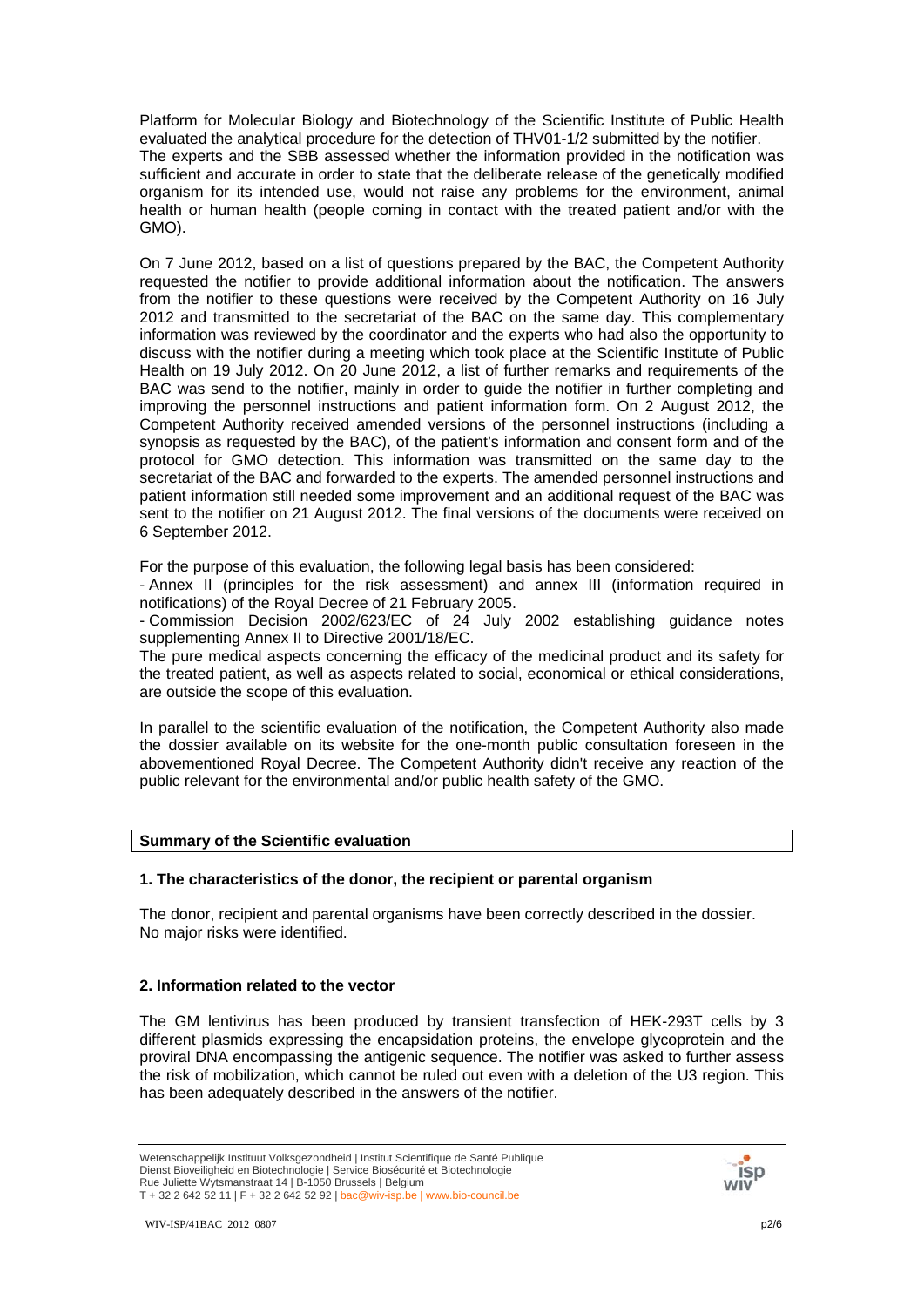Platform for Molecular Biology and Biotechnology of the Scientific Institute of Public Health evaluated the analytical procedure for the detection of THV01-1/2 submitted by the notifier. The experts and the SBB assessed whether the information provided in the notification was sufficient and accurate in order to state that the deliberate release of the genetically modified organism for its intended use, would not raise any problems for the environment, animal health or human health (people coming in contact with the treated patient and/or with the GMO).

On 7 June 2012, based on a list of questions prepared by the BAC, the Competent Authority requested the notifier to provide additional information about the notification. The answers from the notifier to these questions were received by the Competent Authority on 16 July 2012 and transmitted to the secretariat of the BAC on the same day. This complementary information was reviewed by the coordinator and the experts who had also the opportunity to discuss with the notifier during a meeting which took place at the Scientific Institute of Public Health on 19 July 2012. On 20 June 2012, a list of further remarks and requirements of the BAC was send to the notifier, mainly in order to guide the notifier in further completing and improving the personnel instructions and patient information form. On 2 August 2012, the Competent Authority received amended versions of the personnel instructions (including a synopsis as requested by the BAC), of the patient's information and consent form and of the protocol for GMO detection. This information was transmitted on the same day to the secretariat of the BAC and forwarded to the experts. The amended personnel instructions and patient information still needed some improvement and an additional request of the BAC was sent to the notifier on 21 August 2012. The final versions of the documents were received on 6 September 2012.

For the purpose of this evaluation, the following legal basis has been considered:
- Annex II (principles for the risk assessment) and annex III (information required in notifications) of the Royal Decree of 21 February 2005.
- Commission Decision 2002/623/EC of 24 July 2002 establishing guidance notes supplementing Annex II to Directive 2001/18/EC.

The pure medical aspects concerning the efficacy of the medicinal product and its safety for the treated patient, as well as aspects related to social, economical or ethical considerations, are outside the scope of this evaluation.

In parallel to the scientific evaluation of the notification, the Competent Authority also made the dossier available on its website for the one-month public consultation foreseen in the abovementioned Royal Decree. The Competent Authority didn't receive any reaction of the public relevant for the environmental and/or public health safety of the GMO.

## Summary of the Scientific evaluation

### 1. The characteristics of the donor, the recipient or parental organism

The donor, recipient and parental organisms have been correctly described in the dossier. No major risks were identified.

### 2. Information related to the vector

The GM lentivirus has been produced by transient transfection of HEK-293T cells by 3 different plasmids expressing the encapsidation proteins, the envelope glycoprotein and the proviral DNA encompassing the antigenic sequence. The notifier was asked to further assess the risk of mobilization, which cannot be ruled out even with a deletion of the U3 region. This has been adequately described in the answers of the notifier.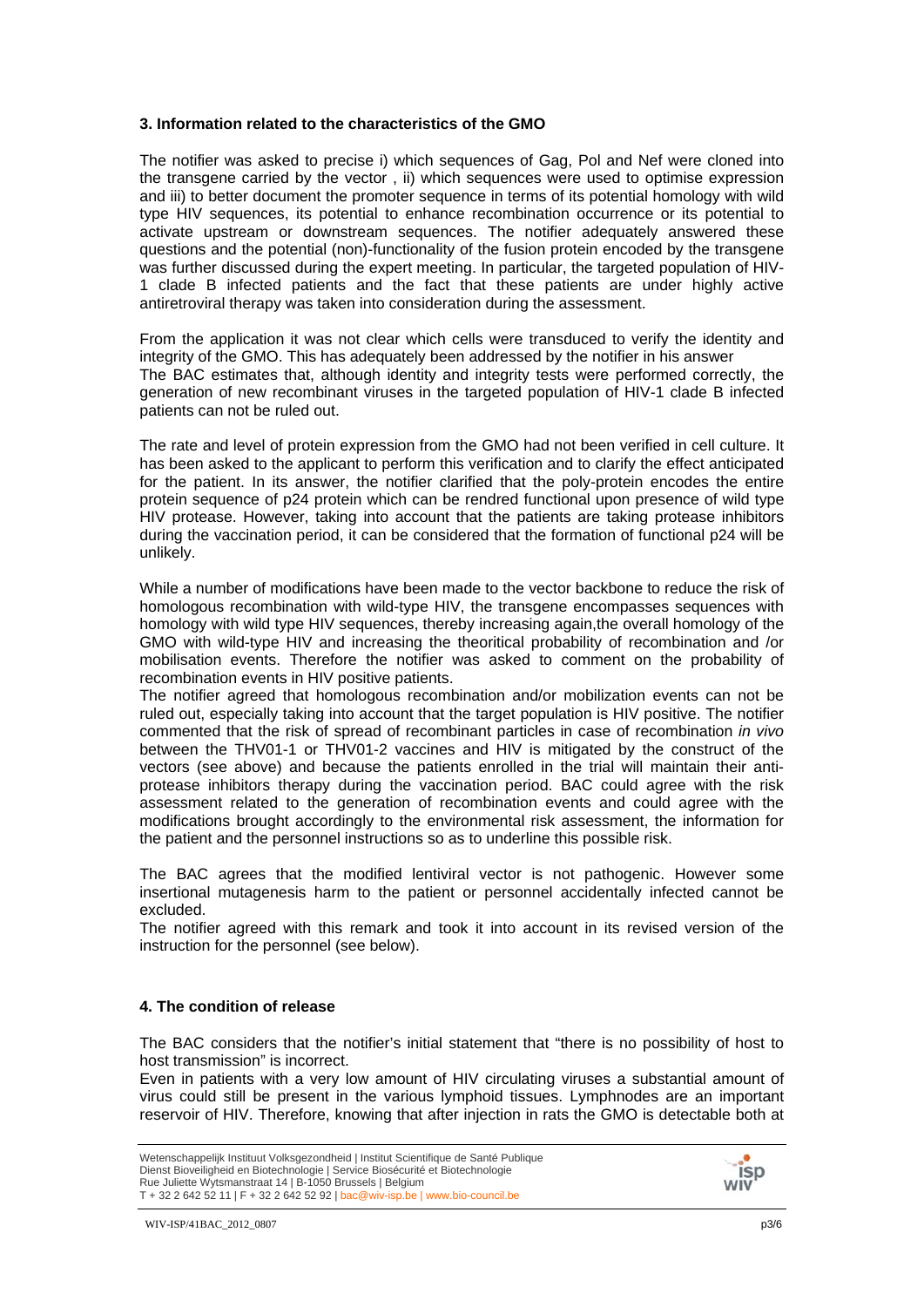### 3. Information related to the characteristics of the GMO

The notifier was asked to precise i) which sequences of Gag, Pol and Nef were cloned into the transgene carried by the vector , ii) which sequences were used to optimise expression and iii) to better document the promoter sequence in terms of its potential homology with wild type HIV sequences, its potential to enhance recombination occurrence or its potential to activate upstream or downstream sequences. The notifier adequately answered these questions and the potential (non)-functionality of the fusion protein encoded by the transgene was further discussed during the expert meeting. In particular, the targeted population of HIV-1 clade B infected patients and the fact that these patients are under highly active antiretroviral therapy was taken into consideration during the assessment.

From the application it was not clear which cells were transduced to verify the identity and integrity of the GMO. This has adequately been addressed by the notifier in his answer
The BAC estimates that, although identity and integrity tests were performed correctly, the generation of new recombinant viruses in the targeted population of HIV-1 clade B infected patients can not be ruled out.

The rate and level of protein expression from the GMO had not been verified in cell culture. It has been asked to the applicant to perform this verification and to clarify the effect anticipated for the patient. In its answer, the notifier clarified that the poly-protein encodes the entire protein sequence of p24 protein which can be rendred functional upon presence of wild type HIV protease. However, taking into account that the patients are taking protease inhibitors during the vaccination period, it can be considered that the formation of functional p24 will be unlikely.

While a number of modifications have been made to the vector backbone to reduce the risk of homologous recombination with wild-type HIV, the transgene encompasses sequences with homology with wild type HIV sequences, thereby increasing again,the overall homology of the GMO with wild-type HIV and increasing the theoritical probability of recombination and /or mobilisation events. Therefore the notifier was asked to comment on the probability of recombination events in HIV positive patients.
The notifier agreed that homologous recombination and/or mobilization events can not be ruled out, especially taking into account that the target population is HIV positive. The notifier commented that the risk of spread of recombinant particles in case of recombination *in vivo* between the THV01-1 or THV01-2 vaccines and HIV is mitigated by the construct of the vectors (see above) and because the patients enrolled in the trial will maintain their anti-protease inhibitors therapy during the vaccination period. BAC could agree with the risk assessment related to the generation of recombination events and could agree with the modifications brought accordingly to the environmental risk assessment, the information for the patient and the personnel instructions so as to underline this possible risk.

The BAC agrees that the modified lentiviral vector is not pathogenic. However some insertional mutagenesis harm to the patient or personnel accidentally infected cannot be excluded.
The notifier agreed with this remark and took it into account in its revised version of the instruction for the personnel (see below).

### 4. The condition of release

The BAC considers that the notifier's initial statement that "there is no possibility of host to host transmission" is incorrect.
Even in patients with a very low amount of HIV circulating viruses a substantial amount of virus could still be present in the various lymphoid tissues. Lymphnodes are an important reservoir of HIV. Therefore, knowing that after injection in rats the GMO is detectable both at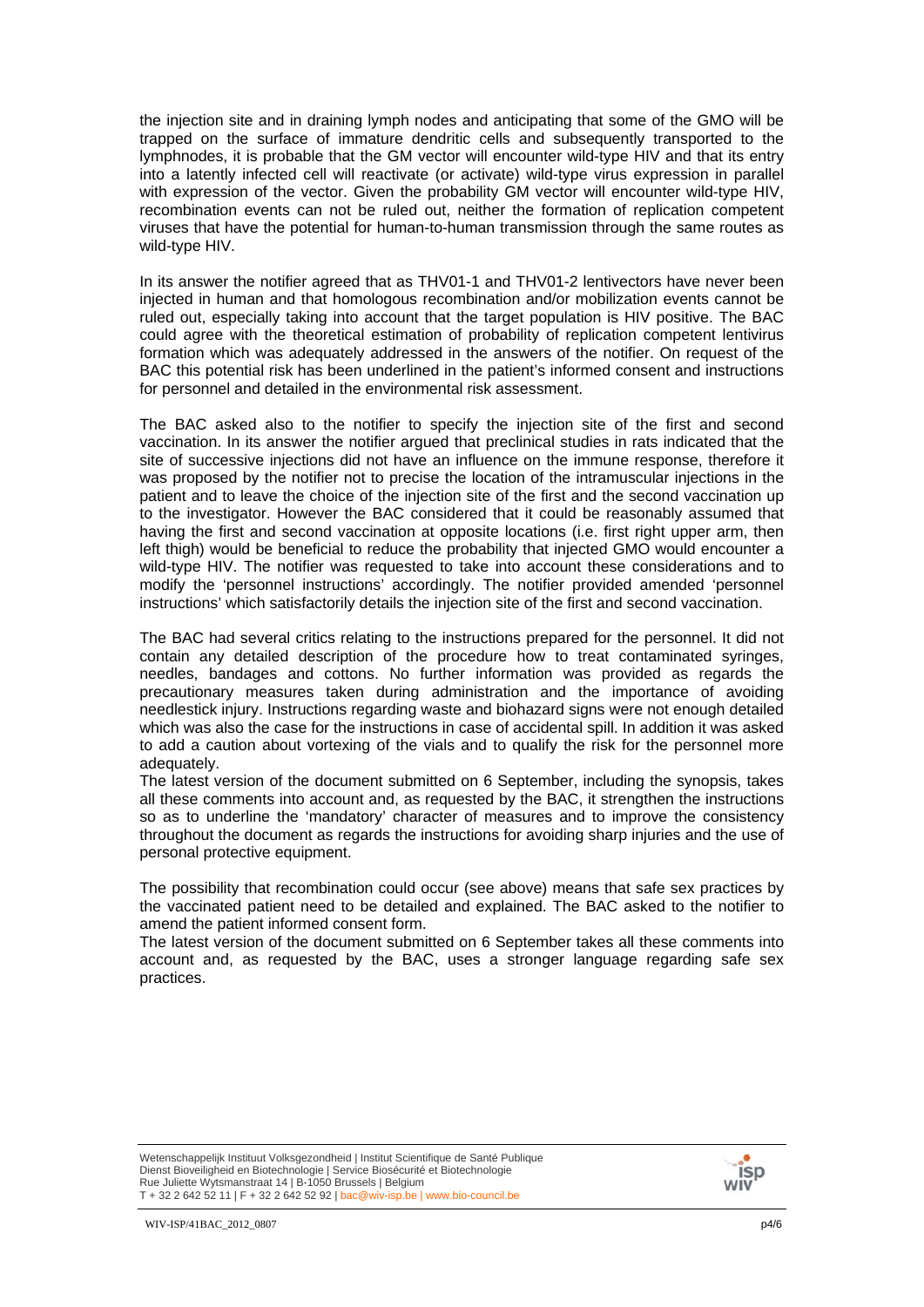the injection site and in draining lymph nodes and anticipating that some of the GMO will be trapped on the surface of immature dendritic cells and subsequently transported to the lymphnodes, it is probable that the GM vector will encounter wild-type HIV and that its entry into a latently infected cell will reactivate (or activate) wild-type virus expression in parallel with expression of the vector. Given the probability GM vector will encounter wild-type HIV, recombination events can not be ruled out, neither the formation of replication competent viruses that have the potential for human-to-human transmission through the same routes as wild-type HIV.

In its answer the notifier agreed that as THV01-1 and THV01-2 lentivectors have never been injected in human and that homologous recombination and/or mobilization events cannot be ruled out, especially taking into account that the target population is HIV positive. The BAC could agree with the theoretical estimation of probability of replication competent lentivirus formation which was adequately addressed in the answers of the notifier. On request of the BAC this potential risk has been underlined in the patient's informed consent and instructions for personnel and detailed in the environmental risk assessment.

The BAC asked also to the notifier to specify the injection site of the first and second vaccination. In its answer the notifier argued that preclinical studies in rats indicated that the site of successive injections did not have an influence on the immune response, therefore it was proposed by the notifier not to precise the location of the intramuscular injections in the patient and to leave the choice of the injection site of the first and the second vaccination up to the investigator. However the BAC considered that it could be reasonably assumed that having the first and second vaccination at opposite locations (i.e. first right upper arm, then left thigh) would be beneficial to reduce the probability that injected GMO would encounter a wild-type HIV. The notifier was requested to take into account these considerations and to modify the 'personnel instructions' accordingly. The notifier provided amended 'personnel instructions' which satisfactorily details the injection site of the first and second vaccination.

The BAC had several critics relating to the instructions prepared for the personnel. It did not contain any detailed description of the procedure how to treat contaminated syringes, needles, bandages and cottons. No further information was provided as regards the precautionary measures taken during administration and the importance of avoiding needlestick injury. Instructions regarding waste and biohazard signs were not enough detailed which was also the case for the instructions in case of accidental spill. In addition it was asked to add a caution about vortexing of the vials and to qualify the risk for the personnel more adequately.
The latest version of the document submitted on 6 September, including the synopsis, takes all these comments into account and, as requested by the BAC, it strengthen the instructions so as to underline the 'mandatory' character of measures and to improve the consistency throughout the document as regards the instructions for avoiding sharp injuries and the use of personal protective equipment.

The possibility that recombination could occur (see above) means that safe sex practices by the vaccinated patient need to be detailed and explained. The BAC asked to the notifier to amend the patient informed consent form.
The latest version of the document submitted on 6 September takes all these comments into account and, as requested by the BAC, uses a stronger language regarding safe sex practices.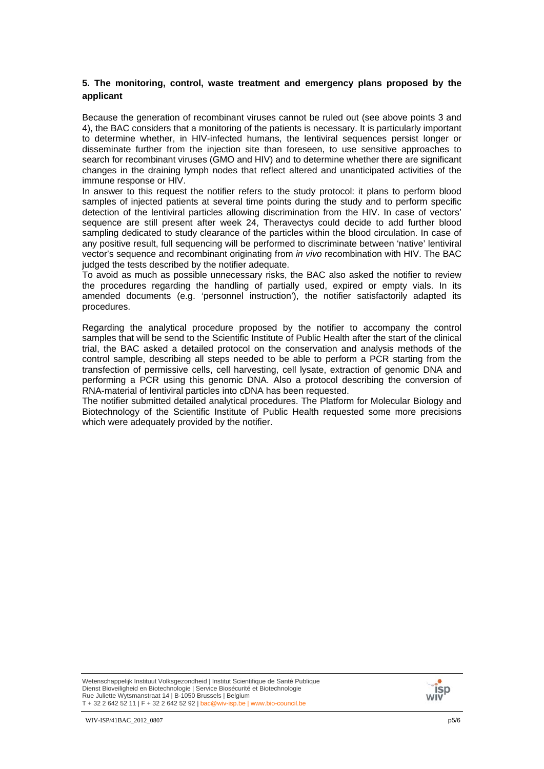**5. The monitoring, control, waste treatment and emergency plans proposed by the applicant**

Because the generation of recombinant viruses cannot be ruled out (see above points 3 and 4), the BAC considers that a monitoring of the patients is necessary. It is particularly important to determine whether, in HIV-infected humans, the lentiviral sequences persist longer or disseminate further from the injection site than foreseen, to use sensitive approaches to search for recombinant viruses (GMO and HIV) and to determine whether there are significant changes in the draining lymph nodes that reflect altered and unanticipated activities of the immune response or HIV.

In answer to this request the notifier refers to the study protocol: it plans to perform blood samples of injected patients at several time points during the study and to perform specific detection of the lentiviral particles allowing discrimination from the HIV. In case of vectors' sequence are still present after week 24, Theravectys could decide to add further blood sampling dedicated to study clearance of the particles within the blood circulation. In case of any positive result, full sequencing will be performed to discriminate between 'native' lentiviral vector's sequence and recombinant originating from *in vivo* recombination with HIV. The BAC judged the tests described by the notifier adequate.

To avoid as much as possible unnecessary risks, the BAC also asked the notifier to review the procedures regarding the handling of partially used, expired or empty vials. In its amended documents (e.g. 'personnel instruction'), the notifier satisfactorily adapted its procedures.

Regarding the analytical procedure proposed by the notifier to accompany the control samples that will be send to the Scientific Institute of Public Health after the start of the clinical trial, the BAC asked a detailed protocol on the conservation and analysis methods of the control sample, describing all steps needed to be able to perform a PCR starting from the transfection of permissive cells, cell harvesting, cell lysate, extraction of genomic DNA and performing a PCR using this genomic DNA. Also a protocol describing the conversion of RNA-material of lentiviral particles into cDNA has been requested.

The notifier submitted detailed analytical procedures. The Platform for Molecular Biology and Biotechnology of the Scientific Institute of Public Health requested some more precisions which were adequately provided by the notifier.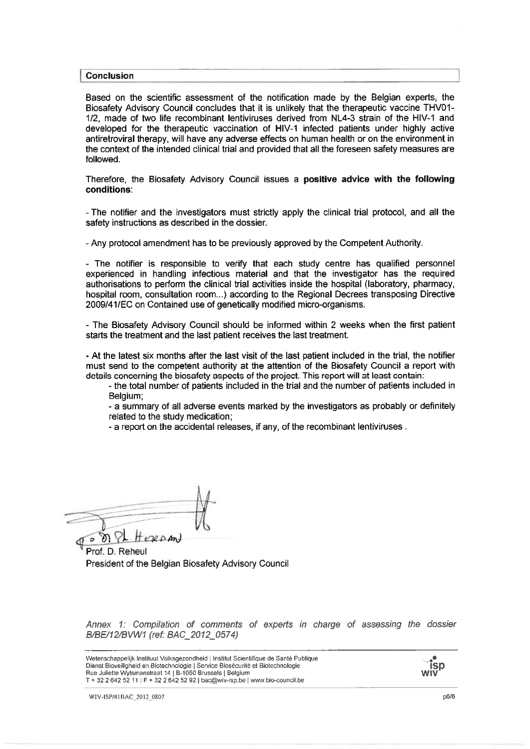## Conclusion

Based on the scientific assessment of the notification made by the Belgian experts, the Biosafety Advisory Council concludes that it is unlikely that the therapeutic vaccine THV01-1/2, made of two life recombinant lentiviruses derived from NL4-3 strain of the HIV-1 and developed for the therapeutic vaccination of HIV-1 infected patients under highly active antiretroviral therapy, will have any adverse effects on human health or on the environment in the context of the intended clinical trial and provided that all the foreseen safety measures are followed.

Therefore, the Biosafety Advisory Council issues a **positive advice with the following conditions**:

- The notifier and the investigators must strictly apply the clinical trial protocol, and all the safety instructions as described in the dossier.

- Any protocol amendment has to be previously approved by the Competent Authority.

- The notifier is responsible to verify that each study centre has qualified personnel experienced in handling infectious material and that the investigator has the required authorisations to perform the clinical trial activities inside the hospital (laboratory, pharmacy, hospital room, consultation room...) according to the Regional Decrees transposing Directive 2009/41/EC on Contained use of genetically modified micro-organisms.

- The Biosafety Advisory Council should be informed within 2 weeks when the first patient starts the treatment and the last patient receives the last treatment.

- At the latest six months after the last visit of the last patient included in the trial, the notifier must send to the competent authority at the attention of the Biosafety Council a report with details concerning the biosafety aspects of the project. This report will at least contain:
    - the total number of patients included in the trial and the number of patients included in Belgium;
    - a summary of all adverse events marked by the investigators as probably or definitely related to the study medication;
    - a report on the accidental releases, if any, of the recombinant lentiviruses .

Prof. D. Reheul
President of the Belgian Biosafety Advisory Council

*Annex 1: Compilation of comments of experts in charge of assessing the dossier B/BE/12/BVW1 (ref: BAC_2012_0574)*

Wetenschappelijk Instituut Volksgezondheid | Institut Scientifique de Santé Publique
Dienst Bioveiligheid en Biotechnologie | Service Biosécurité et Biotechnologie
Rue Juliette Wytsmanstraat 14 | B-1050 Brussels | Belgium
T + 32 2 642 52 11 | F + 32 2 642 52 92 | bac@wiv-isp.be | www.bio-council.be

WIV-ISP/41BAC_2012_0807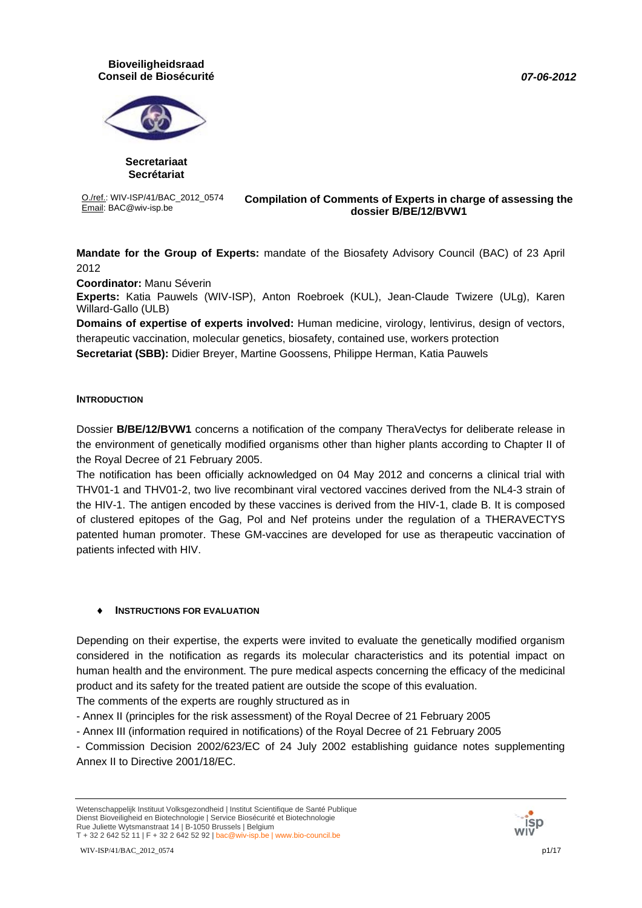**Bioveiligheidsraad**
**Conseil de Biosécurité**

***07-06-2012***

**Secretariaat**
**Secrétariat**

O./ref.: WIV-ISP/41/BAC_2012_0574
Email: BAC@wiv-isp.be

**Compilation of Comments of Experts in charge of assessing the dossier B/BE/12/BVW1**

**Mandate for the Group of Experts:** mandate of the Biosafety Advisory Council (BAC) of 23 April 2012

**Coordinator:** Manu Séverin

**Experts:** Katia Pauwels (WIV-ISP), Anton Roebroek (KUL), Jean-Claude Twizere (ULg), Karen Willard-Gallo (ULB)

**Domains of expertise of experts involved:** Human medicine, virology, lentivirus, design of vectors, therapeutic vaccination, molecular genetics, biosafety, contained use, workers protection

**Secretariat (SBB):** Didier Breyer, Martine Goossens, Philippe Herman, Katia Pauwels

## INTRODUCTION

Dossier **B/BE/12/BVW1** concerns a notification of the company TheraVectys for deliberate release in the environment of genetically modified organisms other than higher plants according to Chapter II of the Royal Decree of 21 February 2005.

The notification has been officially acknowledged on 04 May 2012 and concerns a clinical trial with THV01-1 and THV01-2, two live recombinant viral vectored vaccines derived from the NL4-3 strain of the HIV-1. The antigen encoded by these vaccines is derived from the HIV-1, clade B. It is composed of clustered epitopes of the Gag, Pol and Nef proteins under the regulation of a THERAVECTYS patented human promoter. These GM-vaccines are developed for use as therapeutic vaccination of patients infected with HIV.

### ♦ INSTRUCTIONS FOR EVALUATION

Depending on their expertise, the experts were invited to evaluate the genetically modified organism considered in the notification as regards its molecular characteristics and its potential impact on human health and the environment. The pure medical aspects concerning the efficacy of the medicinal product and its safety for the treated patient are outside the scope of this evaluation.

The comments of the experts are roughly structured as in

- Annex II (principles for the risk assessment) of the Royal Decree of 21 February 2005
- Annex III (information required in notifications) of the Royal Decree of 21 February 2005
- Commission Decision 2002/623/EC of 24 July 2002 establishing guidance notes supplementing Annex II to Directive 2001/18/EC.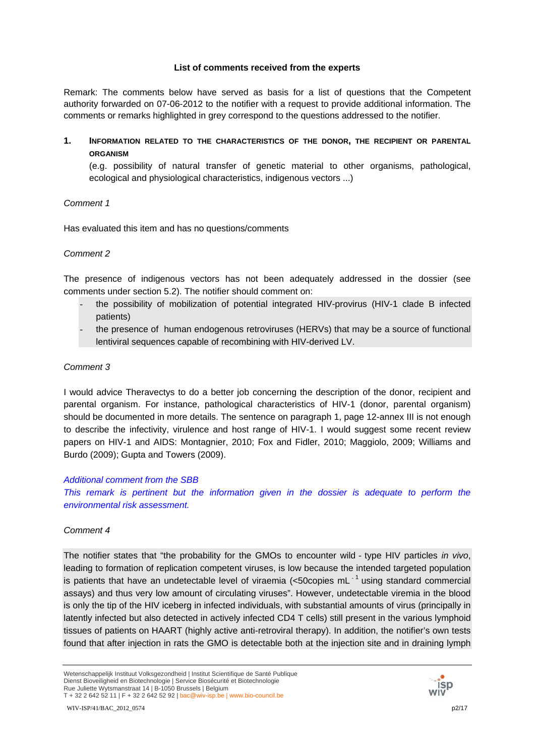**List of comments received from the experts**

Remark: The comments below have served as basis for a list of questions that the Competent authority forwarded on 07-06-2012 to the notifier with a request to provide additional information. The comments or remarks highlighted in grey correspond to the questions addressed to the notifier.

**1. INFORMATION RELATED TO THE CHARACTERISTICS OF THE DONOR, THE RECIPIENT OR PARENTAL ORGANISM**

(e.g. possibility of natural transfer of genetic material to other organisms, pathological, ecological and physiological characteristics, indigenous vectors ...)

*Comment 1*

Has evaluated this item and has no questions/comments

*Comment 2*

The presence of indigenous vectors has not been adequately addressed in the dossier (see comments under section 5.2). The notifier should comment on:

- the possibility of mobilization of potential integrated HIV-provirus (HIV-1 clade B infected patients)
- the presence of human endogenous retroviruses (HERVs) that may be a source of functional lentiviral sequences capable of recombining with HIV-derived LV.

*Comment 3*

I would advice Theravectys to do a better job concerning the description of the donor, recipient and parental organism. For instance, pathological characteristics of HIV-1 (donor, parental organism) should be documented in more details. The sentence on paragraph 1, page 12-annex III is not enough to describe the infectivity, virulence and host range of HIV-1. I would suggest some recent review papers on HIV-1 and AIDS: Montagnier, 2010; Fox and Fidler, 2010; Maggiolo, 2009; Williams and Burdo (2009); Gupta and Towers (2009).

*Additional comment from the SBB*

*This remark is pertinent but the information given in the dossier is adequate to perform the environmental risk assessment.*

*Comment 4*

The notifier states that “the probability for the GMOs to encounter wild - type HIV particles *in vivo*, leading to formation of replication competent viruses, is low because the intended targeted population is patients that have an undetectable level of viraemia (<50copies mL$^{-1}$ using standard commercial assays) and thus very low amount of circulating viruses”. However, undetectable viremia in the blood is only the tip of the HIV iceberg in infected individuals, with substantial amounts of virus (principally in latently infected but also detected in actively infected CD4 T cells) still present in the various lymphoid tissues of patients on HAART (highly active anti-retroviral therapy). In addition, the notifier’s own tests found that after injection in rats the GMO is detectable both at the injection site and in draining lymph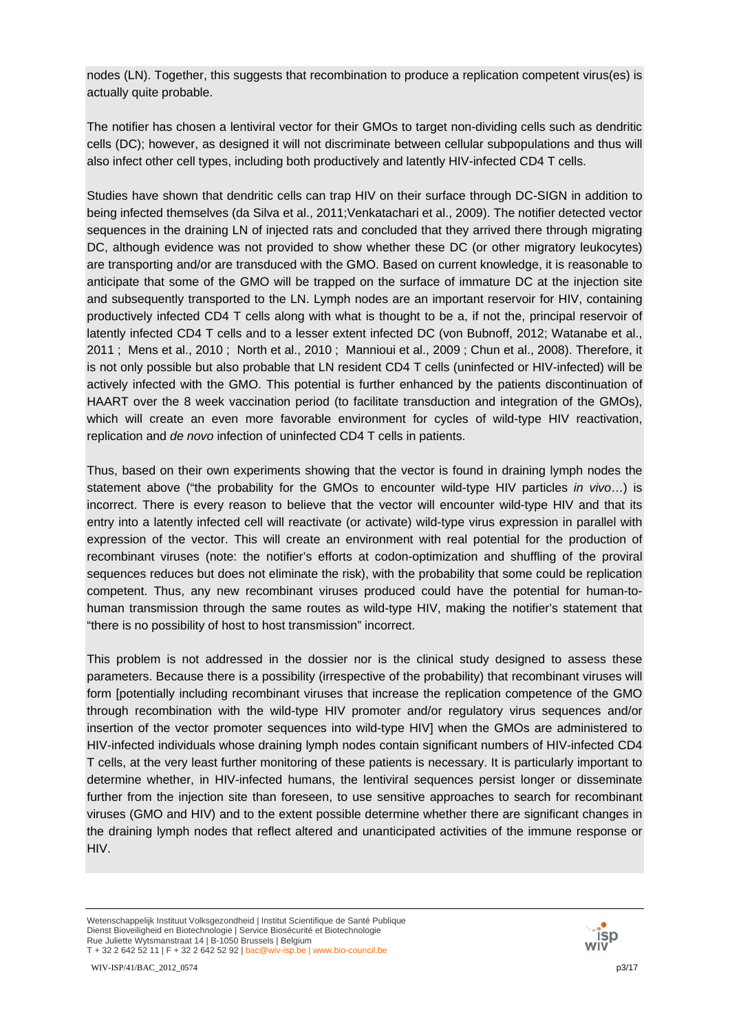nodes (LN). Together, this suggests that recombination to produce a replication competent virus(es) is actually quite probable.

The notifier has chosen a lentiviral vector for their GMOs to target non-dividing cells such as dendritic cells (DC); however, as designed it will not discriminate between cellular subpopulations and thus will also infect other cell types, including both productively and latently HIV-infected CD4 T cells.

Studies have shown that dendritic cells can trap HIV on their surface through DC-SIGN in addition to being infected themselves (da Silva et al., 2011;Venkatachari et al., 2009). The notifier detected vector sequences in the draining LN of injected rats and concluded that they arrived there through migrating DC, although evidence was not provided to show whether these DC (or other migratory leukocytes) are transporting and/or are transduced with the GMO. Based on current knowledge, it is reasonable to anticipate that some of the GMO will be trapped on the surface of immature DC at the injection site and subsequently transported to the LN. Lymph nodes are an important reservoir for HIV, containing productively infected CD4 T cells along with what is thought to be a, if not the, principal reservoir of latently infected CD4 T cells and to a lesser extent infected DC (von Bubnoff, 2012; Watanabe et al., 2011 ; Mens et al., 2010 ; North et al., 2010 ; Manniouì et al., 2009 ; Chun et al., 2008). Therefore, it is not only possible but also probable that LN resident CD4 T cells (uninfected or HIV-infected) will be actively infected with the GMO. This potential is further enhanced by the patients discontinuation of HAART over the 8 week vaccination period (to facilitate transduction and integration of the GMOs), which will create an even more favorable environment for cycles of wild-type HIV reactivation, replication and *de novo* infection of uninfected CD4 T cells in patients.

Thus, based on their own experiments showing that the vector is found in draining lymph nodes the statement above ("the probability for the GMOs to encounter wild-type HIV particles *in vivo*…) is incorrect. There is every reason to believe that the vector will encounter wild-type HIV and that its entry into a latently infected cell will reactivate (or activate) wild-type virus expression in parallel with expression of the vector. This will create an environment with real potential for the production of recombinant viruses (note: the notifier's efforts at codon-optimization and shuffling of the proviral sequences reduces but does not eliminate the risk), with the probability that some could be replication competent. Thus, any new recombinant viruses produced could have the potential for human-to-human transmission through the same routes as wild-type HIV, making the notifier's statement that "there is no possibility of host to host transmission" incorrect.

This problem is not addressed in the dossier nor is the clinical study designed to assess these parameters. Because there is a possibility (irrespective of the probability) that recombinant viruses will form [potentially including recombinant viruses that increase the replication competence of the GMO through recombination with the wild-type HIV promoter and/or regulatory virus sequences and/or insertion of the vector promoter sequences into wild-type HIV] when the GMOs are administered to HIV-infected individuals whose draining lymph nodes contain significant numbers of HIV-infected CD4 T cells, at the very least further monitoring of these patients is necessary. It is particularly important to determine whether, in HIV-infected humans, the lentiviral sequences persist longer or disseminate further from the injection site than foreseen, to use sensitive approaches to search for recombinant viruses (GMO and HIV) and to the extent possible determine whether there are significant changes in the draining lymph nodes that reflect altered and unanticipated activities of the immune response or HIV.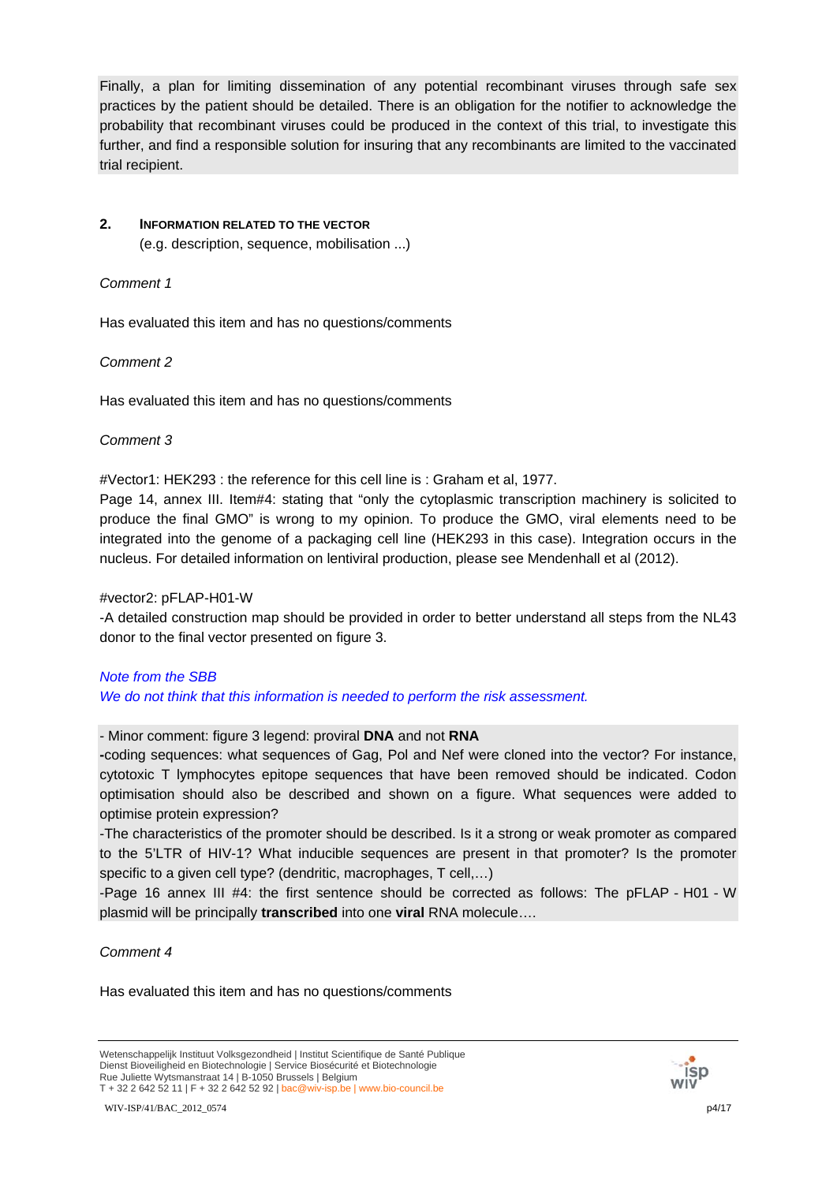Finally, a plan for limiting dissemination of any potential recombinant viruses through safe sex practices by the patient should be detailed. There is an obligation for the notifier to acknowledge the probability that recombinant viruses could be produced in the context of this trial, to investigate this further, and find a responsible solution for insuring that any recombinants are limited to the vaccinated trial recipient.

## 2. INFORMATION RELATED TO THE VECTOR

(e.g. description, sequence, mobilisation ...)

*Comment 1*

Has evaluated this item and has no questions/comments

*Comment 2*

Has evaluated this item and has no questions/comments

*Comment 3*

#Vector1: HEK293 : the reference for this cell line is : Graham et al, 1977.
Page 14, annex III. Item#4: stating that "only the cytoplasmic transcription machinery is solicited to produce the final GMO" is wrong to my opinion. To produce the GMO, viral elements need to be integrated into the genome of a packaging cell line (HEK293 in this case). Integration occurs in the nucleus. For detailed information on lentiviral production, please see Mendenhall et al (2012).

#vector2: pFLAP-H01-W
-A detailed construction map should be provided in order to better understand all steps from the NL43 donor to the final vector presented on figure 3.

*Note from the SBB*
*We do not think that this information is needed to perform the risk assessment.*

- Minor comment: figure 3 legend: proviral **DNA** and not **RNA**
**-**coding sequences: what sequences of Gag, Pol and Nef were cloned into the vector? For instance, cytotoxic T lymphocytes epitope sequences that have been removed should be indicated. Codon optimisation should also be described and shown on a figure. What sequences were added to optimise protein expression?
-The characteristics of the promoter should be described. Is it a strong or weak promoter as compared to the 5'LTR of HIV-1? What inducible sequences are present in that promoter? Is the promoter specific to a given cell type? (dendritic, macrophages, T cell,…)
-Page 16 annex III #4: the first sentence should be corrected as follows: The pFLAP - H01 - W plasmid will be principally **transcribed** into one **viral** RNA molecule….

*Comment 4*

Has evaluated this item and has no questions/comments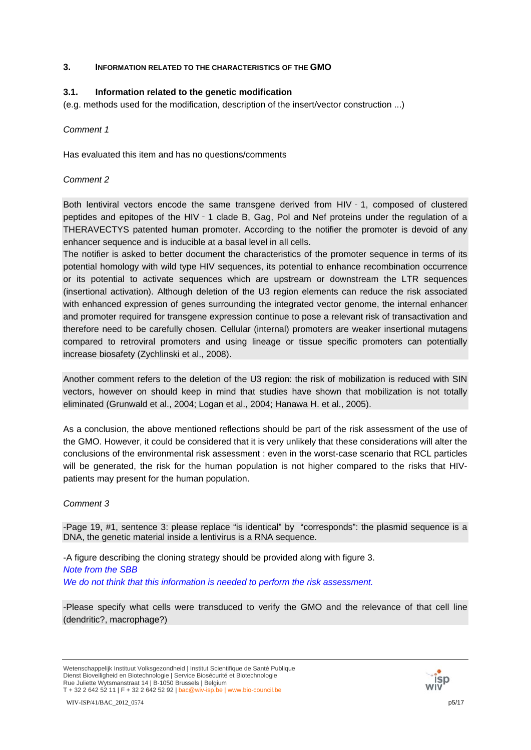## 3. INFORMATION RELATED TO THE CHARACTERISTICS OF THE GMO

### 3.1. Information related to the genetic modification

(e.g. methods used for the modification, description of the insert/vector construction ...)

*Comment 1*

Has evaluated this item and has no questions/comments

*Comment 2*

Both lentiviral vectors encode the same transgene derived from HIV‑1, composed of clustered peptides and epitopes of the HIV‑1 clade B, Gag, Pol and Nef proteins under the regulation of a THERAVECTYS patented human promoter. According to the notifier the promoter is devoid of any enhancer sequence and is inducible at a basal level in all cells.
The notifier is asked to better document the characteristics of the promoter sequence in terms of its potential homology with wild type HIV sequences, its potential to enhance recombination occurrence or its potential to activate sequences which are upstream or downstream the LTR sequences (insertional activation). Although deletion of the U3 region elements can reduce the risk associated with enhanced expression of genes surrounding the integrated vector genome, the internal enhancer and promoter required for transgene expression continue to pose a relevant risk of transactivation and therefore need to be carefully chosen. Cellular (internal) promoters are weaker insertional mutagens compared to retroviral promoters and using lineage or tissue specific promoters can potentially increase biosafety (Zychlinski et al., 2008).

Another comment refers to the deletion of the U3 region: the risk of mobilization is reduced with SIN vectors, however on should keep in mind that studies have shown that mobilization is not totally eliminated (Grunwald et al., 2004; Logan et al., 2004; Hanawa H. et al., 2005).

As a conclusion, the above mentioned reflections should be part of the risk assessment of the use of the GMO. However, it could be considered that it is very unlikely that these considerations will alter the conclusions of the environmental risk assessment : even in the worst-case scenario that RCL particles will be generated, the risk for the human population is not higher compared to the risks that HIV-patients may present for the human population.

*Comment 3*

-Page 19, #1, sentence 3: please replace "is identical" by "corresponds": the plasmid sequence is a DNA, the genetic material inside a lentivirus is a RNA sequence.

-A figure describing the cloning strategy should be provided along with figure 3.

*Note from the SBB*

*We do not think that this information is needed to perform the risk assessment.*

-Please specify what cells were transduced to verify the GMO and the relevance of that cell line (dendritic?, macrophage?)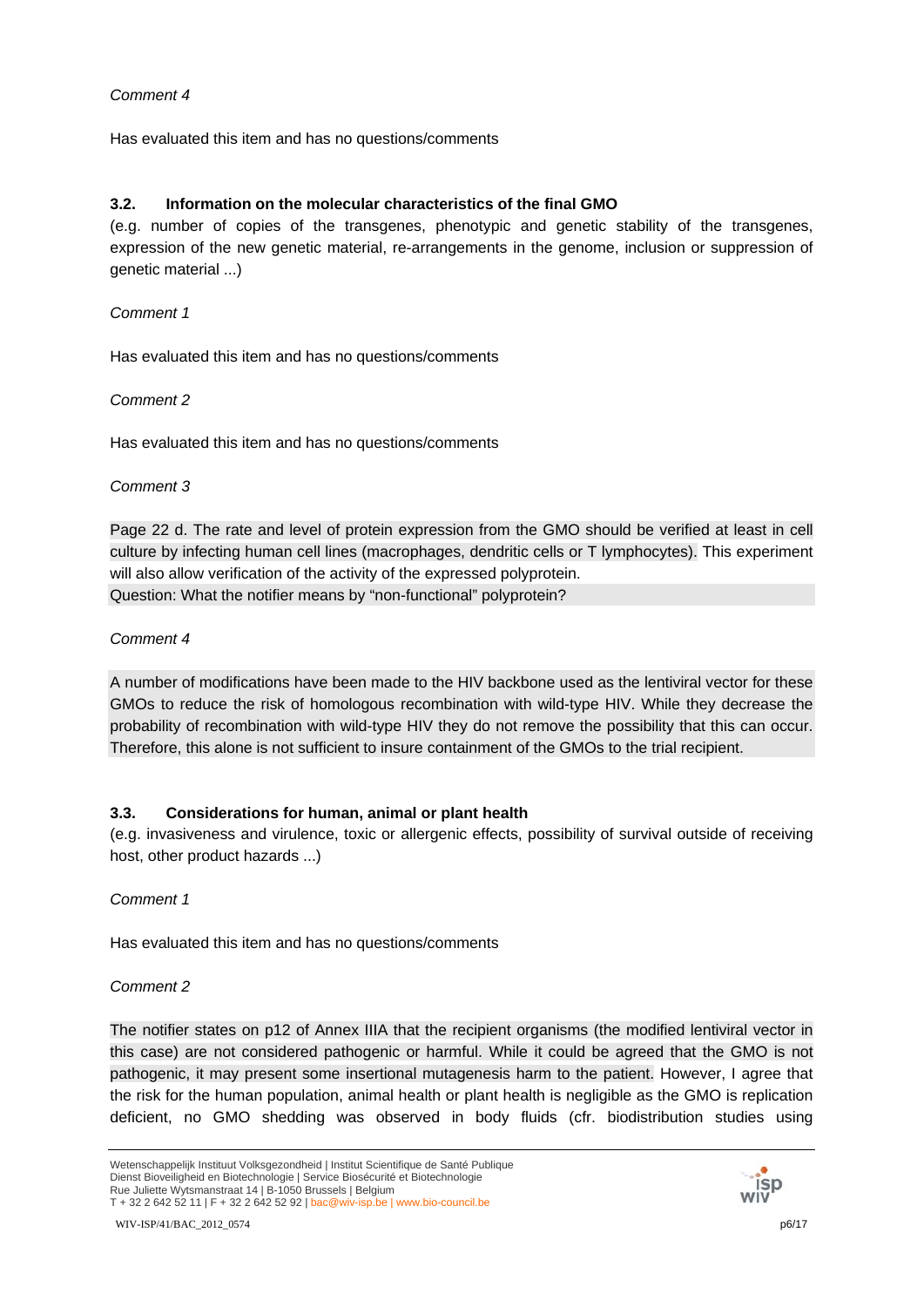*Comment 4*

Has evaluated this item and has no questions/comments

### 3.2. Information on the molecular characteristics of the final GMO

(e.g. number of copies of the transgenes, phenotypic and genetic stability of the transgenes, expression of the new genetic material, re-arrangements in the genome, inclusion or suppression of genetic material ...)

*Comment 1*

Has evaluated this item and has no questions/comments

*Comment 2*

Has evaluated this item and has no questions/comments

*Comment 3*

Page 22 d. The rate and level of protein expression from the GMO should be verified at least in cell culture by infecting human cell lines (macrophages, dendritic cells or T lymphocytes). This experiment will also allow verification of the activity of the expressed polyprotein.
Question: What the notifier means by “non-functional” polyprotein?

*Comment 4*

A number of modifications have been made to the HIV backbone used as the lentiviral vector for these GMOs to reduce the risk of homologous recombination with wild-type HIV. While they decrease the probability of recombination with wild-type HIV they do not remove the possibility that this can occur. Therefore, this alone is not sufficient to insure containment of the GMOs to the trial recipient.

### 3.3. Considerations for human, animal or plant health

(e.g. invasiveness and virulence, toxic or allergenic effects, possibility of survival outside of receiving host, other product hazards ...)

*Comment 1*

Has evaluated this item and has no questions/comments

*Comment 2*

The notifier states on p12 of Annex IIIA that the recipient organisms (the modified lentiviral vector in this case) are not considered pathogenic or harmful. While it could be agreed that the GMO is not pathogenic, it may present some insertional mutagenesis harm to the patient. However, I agree that the risk for the human population, animal health or plant health is negligible as the GMO is replication deficient, no GMO shedding was observed in body fluids (cfr. biodistribution studies using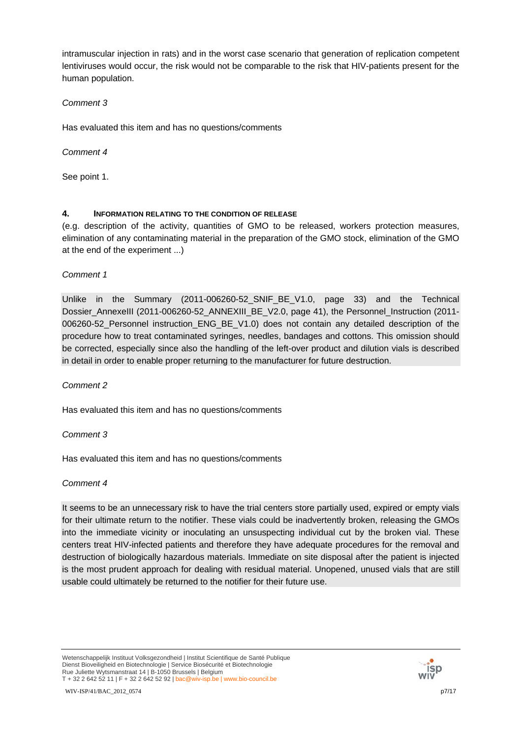intramuscular injection in rats) and in the worst case scenario that generation of replication competent lentiviruses would occur, the risk would not be comparable to the risk that HIV-patients present for the human population.

*Comment 3*

Has evaluated this item and has no questions/comments

*Comment 4*

See point 1.

## 4. INFORMATION RELATING TO THE CONDITION OF RELEASE

(e.g. description of the activity, quantities of GMO to be released, workers protection measures, elimination of any contaminating material in the preparation of the GMO stock, elimination of the GMO at the end of the experiment ...)

*Comment 1*

Unlike in the Summary (2011-006260-52_SNIF_BE_V1.0, page 33) and the Technical Dossier_AnnexeIII (2011-006260-52_ANNEXIII_BE_V2.0, page 41), the Personnel_Instruction (2011-006260-52_Personnel instruction_ENG_BE_V1.0) does not contain any detailed description of the procedure how to treat contaminated syringes, needles, bandages and cottons. This omission should be corrected, especially since also the handling of the left-over product and dilution vials is described in detail in order to enable proper returning to the manufacturer for future destruction.

*Comment 2*

Has evaluated this item and has no questions/comments

*Comment 3*

Has evaluated this item and has no questions/comments

*Comment 4*

It seems to be an unnecessary risk to have the trial centers store partially used, expired or empty vials for their ultimate return to the notifier. These vials could be inadvertently broken, releasing the GMOs into the immediate vicinity or inoculating an unsuspecting individual cut by the broken vial. These centers treat HIV-infected patients and therefore they have adequate procedures for the removal and destruction of biologically hazardous materials. Immediate on site disposal after the patient is injected is the most prudent approach for dealing with residual material. Unopened, unused vials that are still usable could ultimately be returned to the notifier for their future use.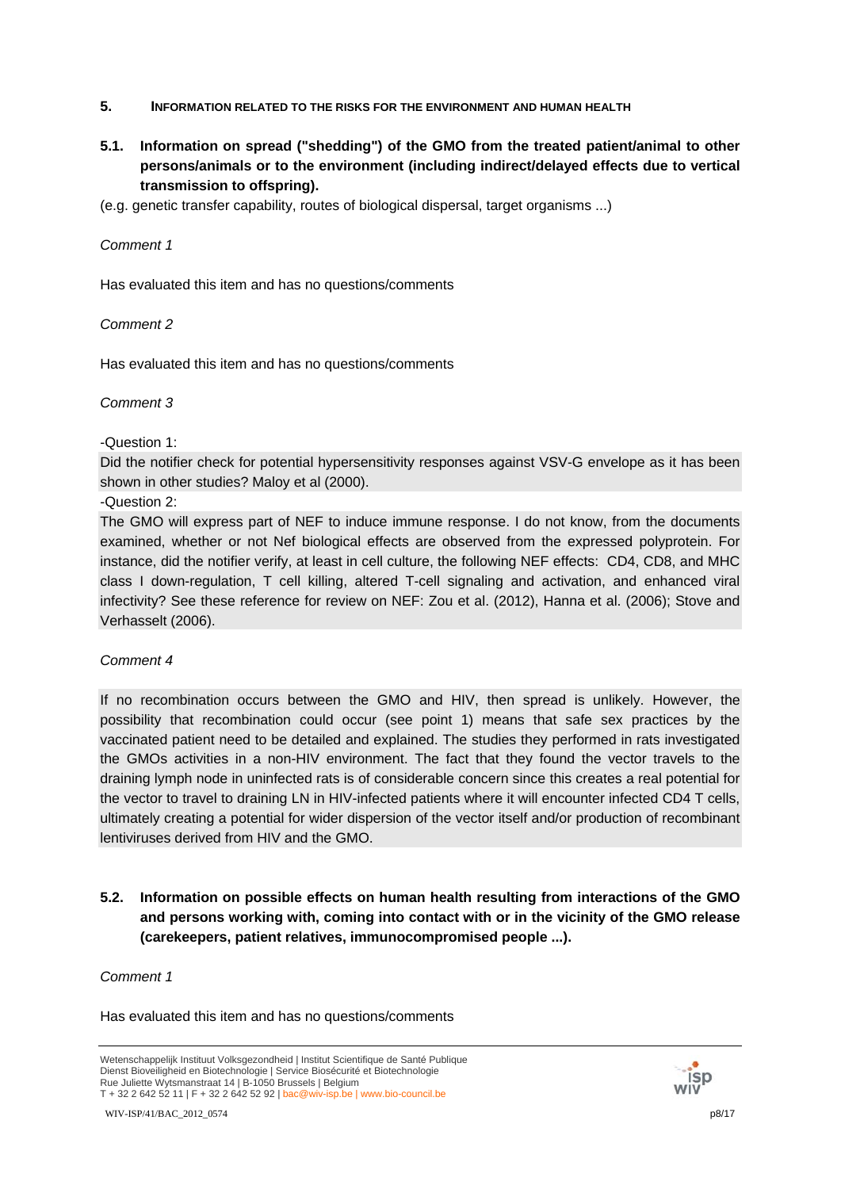## 5. INFORMATION RELATED TO THE RISKS FOR THE ENVIRONMENT AND HUMAN HEALTH

### 5.1. Information on spread ("shedding") of the GMO from the treated patient/animal to other persons/animals or to the environment (including indirect/delayed effects due to vertical transmission to offspring).

(e.g. genetic transfer capability, routes of biological dispersal, target organisms ...)

*Comment 1*

Has evaluated this item and has no questions/comments

*Comment 2*

Has evaluated this item and has no questions/comments

*Comment 3*

-Question 1:

Did the notifier check for potential hypersensitivity responses against VSV-G envelope as it has been shown in other studies? Maloy et al (2000).

-Question 2:

The GMO will express part of NEF to induce immune response. I do not know, from the documents examined, whether or not Nef biological effects are observed from the expressed polyprotein. For instance, did the notifier verify, at least in cell culture, the following NEF effects: CD4, CD8, and MHC class I down-regulation, T cell killing, altered T-cell signaling and activation, and enhanced viral infectivity? See these reference for review on NEF: Zou et al. (2012), Hanna et al. (2006); Stove and Verhasselt (2006).

*Comment 4*

If no recombination occurs between the GMO and HIV, then spread is unlikely. However, the possibility that recombination could occur (see point 1) means that safe sex practices by the vaccinated patient need to be detailed and explained. The studies they performed in rats investigated the GMOs activities in a non-HIV environment. The fact that they found the vector travels to the draining lymph node in uninfected rats is of considerable concern since this creates a real potential for the vector to travel to draining LN in HIV-infected patients where it will encounter infected CD4 T cells, ultimately creating a potential for wider dispersion of the vector itself and/or production of recombinant lentiviruses derived from HIV and the GMO.

### 5.2. Information on possible effects on human health resulting from interactions of the GMO and persons working with, coming into contact with or in the vicinity of the GMO release (carekeepers, patient relatives, immunocompromised people ...).

*Comment 1*

Has evaluated this item and has no questions/comments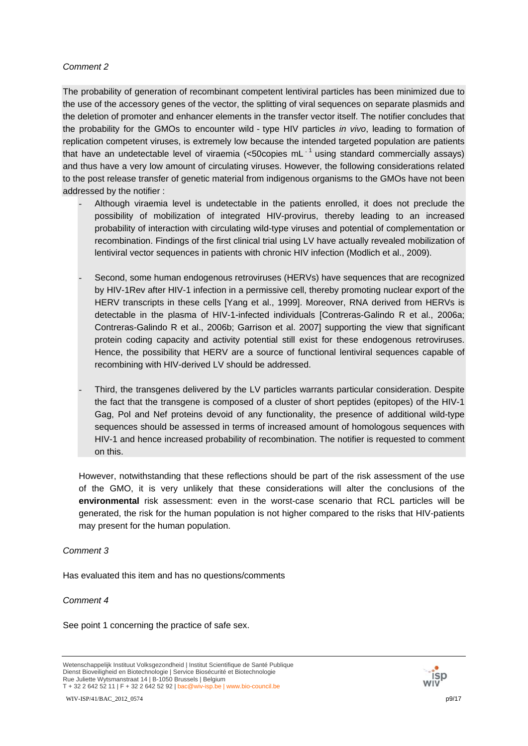*Comment 2*

The probability of generation of recombinant competent lentiviral particles has been minimized due to the use of the accessory genes of the vector, the splitting of viral sequences on separate plasmids and the deletion of promoter and enhancer elements in the transfer vector itself. The notifier concludes that the probability for the GMOs to encounter wild - type HIV particles *in vivo*, leading to formation of replication competent viruses, is extremely low because the intended targeted population are patients that have an undetectable level of viraemia (<50copies $mL^{-1}$ using standard commercially assays) and thus have a very low amount of circulating viruses. However, the following considerations related to the post release transfer of genetic material from indigenous organisms to the GMOs have not been addressed by the notifier :

- Although viraemia level is undetectable in the patients enrolled, it does not preclude the possibility of mobilization of integrated HIV-provirus, thereby leading to an increased probability of interaction with circulating wild-type viruses and potential of complementation or recombination. Findings of the first clinical trial using LV have actually revealed mobilization of lentiviral vector sequences in patients with chronic HIV infection (Modlich et al., 2009).

- Second, some human endogenous retroviruses (HERVs) have sequences that are recognized by HIV-1Rev after HIV-1 infection in a permissive cell, thereby promoting nuclear export of the HERV transcripts in these cells [Yang et al., 1999]. Moreover, RNA derived from HERVs is detectable in the plasma of HIV-1-infected individuals [Contreras-Galindo R et al., 2006a; Contreras-Galindo R et al., 2006b; Garrison et al. 2007] supporting the view that significant protein coding capacity and activity potential still exist for these endogenous retroviruses. Hence, the possibility that HERV are a source of functional lentiviral sequences capable of recombining with HIV-derived LV should be addressed.

- Third, the transgenes delivered by the LV particles warrants particular consideration. Despite the fact that the transgene is composed of a cluster of short peptides (epitopes) of the HIV-1 Gag, Pol and Nef proteins devoid of any functionality, the presence of additional wild-type sequences should be assessed in terms of increased amount of homologous sequences with HIV-1 and hence increased probability of recombination. The notifier is requested to comment on this.

However, notwithstanding that these reflections should be part of the risk assessment of the use of the GMO, it is very unlikely that these considerations will alter the conclusions of the **environmental** risk assessment: even in the worst-case scenario that RCL particles will be generated, the risk for the human population is not higher compared to the risks that HIV-patients may present for the human population.

*Comment 3*

Has evaluated this item and has no questions/comments

*Comment 4*

See point 1 concerning the practice of safe sex.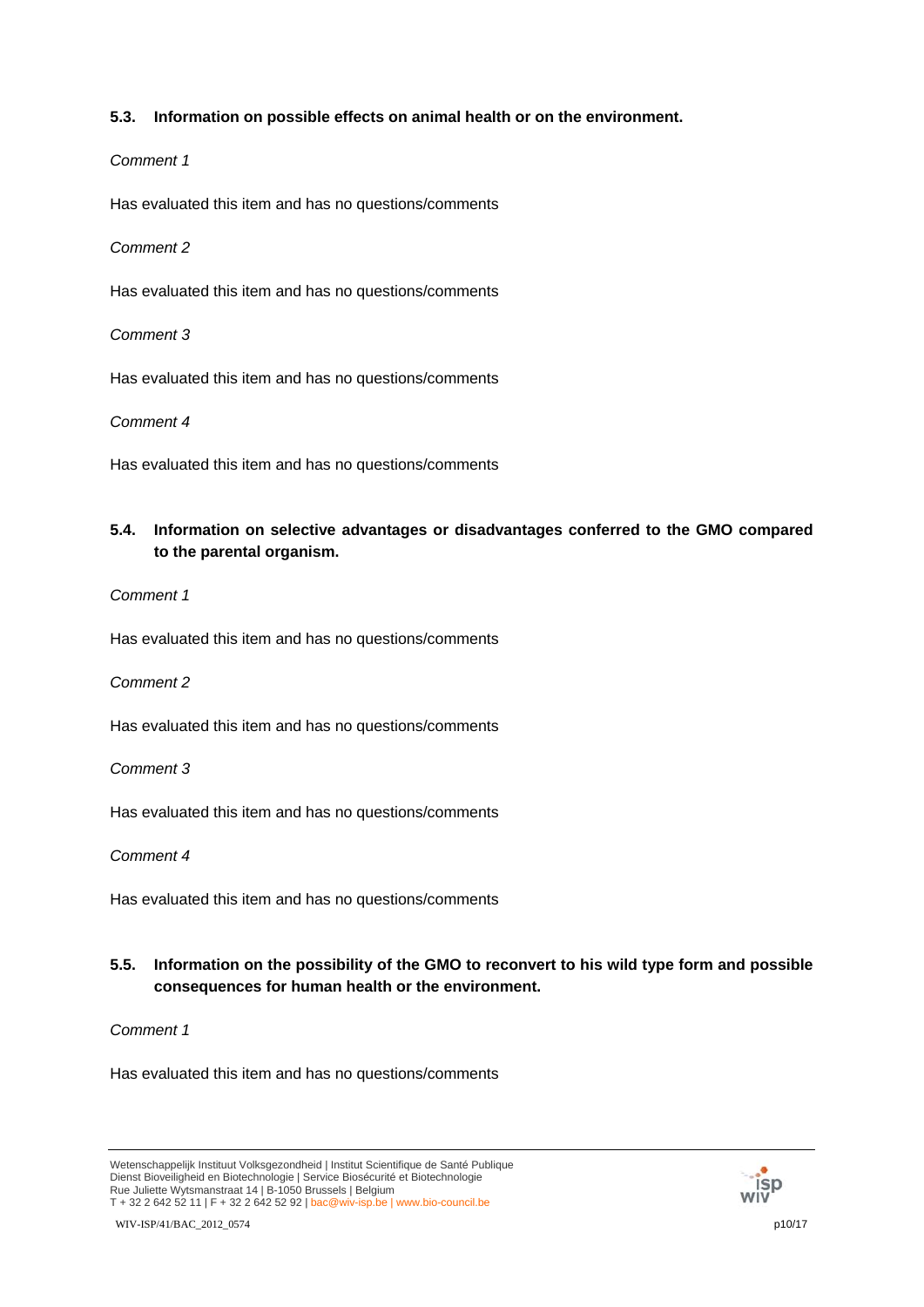### 5.3. Information on possible effects on animal health or on the environment.

*Comment 1*

Has evaluated this item and has no questions/comments

*Comment 2*

Has evaluated this item and has no questions/comments

*Comment 3*

Has evaluated this item and has no questions/comments

*Comment 4*

Has evaluated this item and has no questions/comments

### 5.4. Information on selective advantages or disadvantages conferred to the GMO compared to the parental organism.

*Comment 1*

Has evaluated this item and has no questions/comments

*Comment 2*

Has evaluated this item and has no questions/comments

*Comment 3*

Has evaluated this item and has no questions/comments

*Comment 4*

Has evaluated this item and has no questions/comments

### 5.5. Information on the possibility of the GMO to reconvert to his wild type form and possible consequences for human health or the environment.

*Comment 1*

Has evaluated this item and has no questions/comments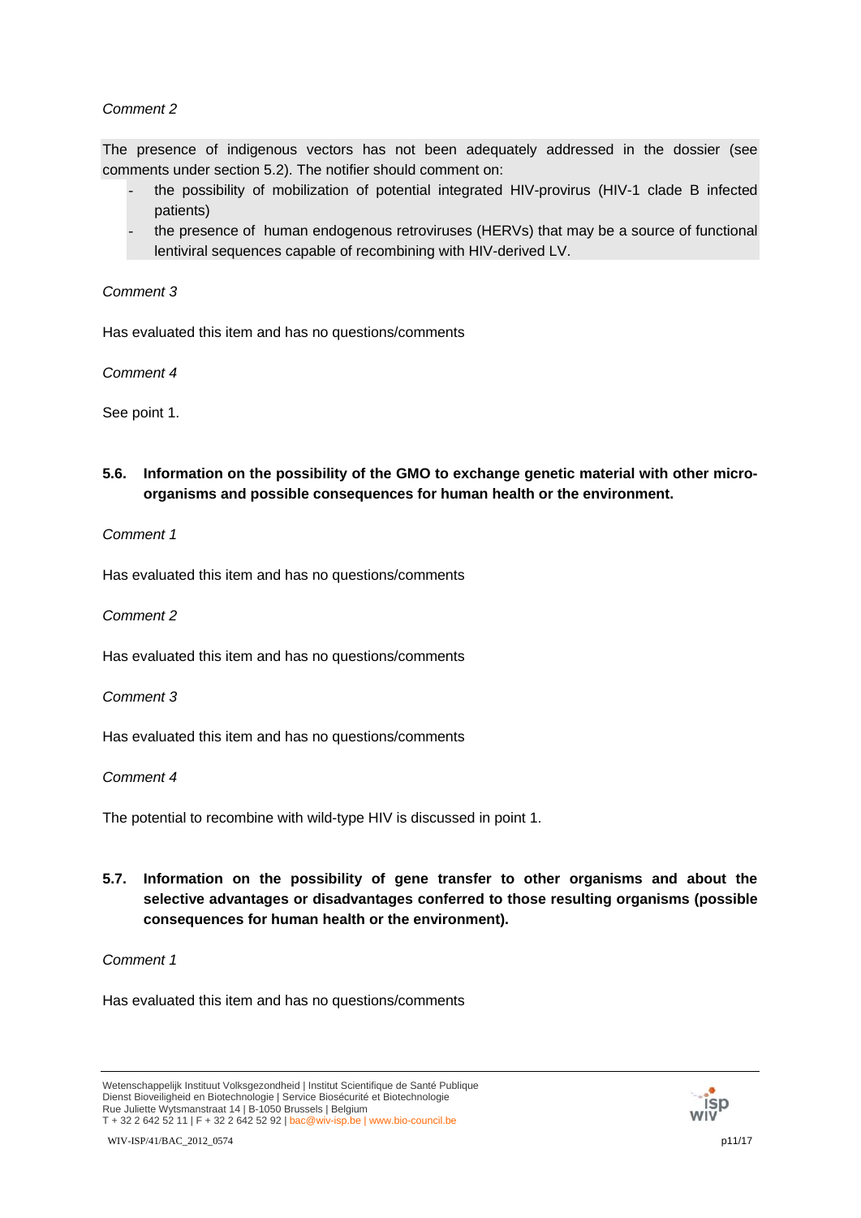*Comment 2*

The presence of indigenous vectors has not been adequately addressed in the dossier (see comments under section 5.2). The notifier should comment on:

- the possibility of mobilization of potential integrated HIV-provirus (HIV-1 clade B infected patients)
- the presence of human endogenous retroviruses (HERVs) that may be a source of functional lentiviral sequences capable of recombining with HIV-derived LV.

*Comment 3*

Has evaluated this item and has no questions/comments

*Comment 4*

See point 1.

### 5.6. Information on the possibility of the GMO to exchange genetic material with other micro-organisms and possible consequences for human health or the environment.

*Comment 1*

Has evaluated this item and has no questions/comments

*Comment 2*

Has evaluated this item and has no questions/comments

*Comment 3*

Has evaluated this item and has no questions/comments

*Comment 4*

The potential to recombine with wild-type HIV is discussed in point 1.

### 5.7. Information on the possibility of gene transfer to other organisms and about the selective advantages or disadvantages conferred to those resulting organisms (possible consequences for human health or the environment).

*Comment 1*

Has evaluated this item and has no questions/comments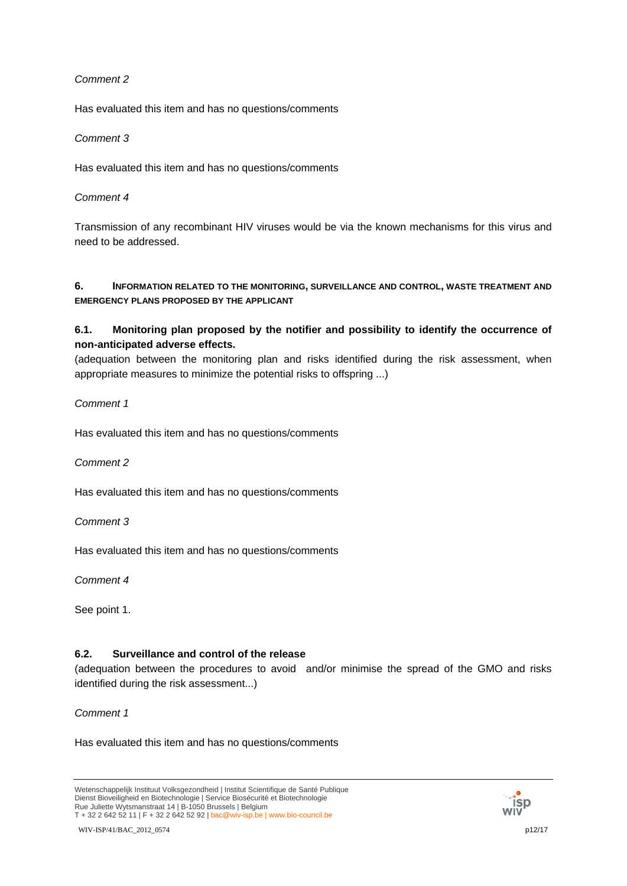*Comment 2*

Has evaluated this item and has no questions/comments

*Comment 3*

Has evaluated this item and has no questions/comments

*Comment 4*

Transmission of any recombinant HIV viruses would be via the known mechanisms for this virus and need to be addressed.

## 6. INFORMATION RELATED TO THE MONITORING, SURVEILLANCE AND CONTROL, WASTE TREATMENT AND EMERGENCY PLANS PROPOSED BY THE APPLICANT

### 6.1. Monitoring plan proposed by the notifier and possibility to identify the occurrence of non-anticipated adverse effects.

(adequation between the monitoring plan and risks identified during the risk assessment, when appropriate measures to minimize the potential risks to offspring ...)

*Comment 1*

Has evaluated this item and has no questions/comments

*Comment 2*

Has evaluated this item and has no questions/comments

*Comment 3*

Has evaluated this item and has no questions/comments

*Comment 4*

See point 1.

### 6.2. Surveillance and control of the release

(adequation between the procedures to avoid and/or minimise the spread of the GMO and risks identified during the risk assessment...)

*Comment 1*

Has evaluated this item and has no questions/comments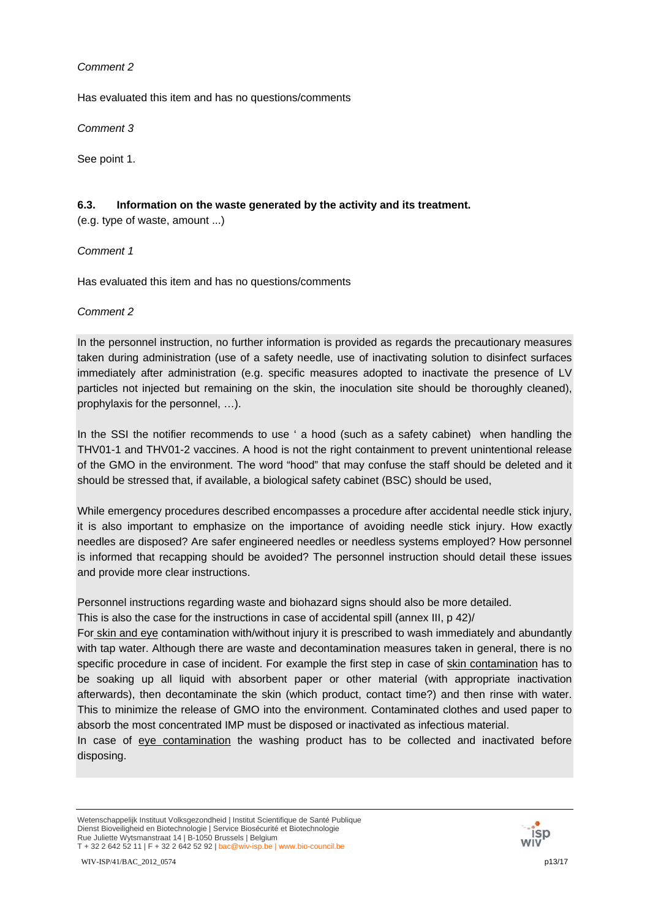*Comment 2*

Has evaluated this item and has no questions/comments

*Comment 3*

See point 1.

### 6.3. Information on the waste generated by the activity and its treatment.

(e.g. type of waste, amount ...)

*Comment 1*

Has evaluated this item and has no questions/comments

*Comment 2*

In the personnel instruction, no further information is provided as regards the precautionary measures taken during administration (use of a safety needle, use of inactivating solution to disinfect surfaces immediately after administration (e.g. specific measures adopted to inactivate the presence of LV particles not injected but remaining on the skin, the inoculation site should be thoroughly cleaned), prophylaxis for the personnel, …).

In the SSI the notifier recommends to use ' a hood (such as a safety cabinet) when handling the THV01-1 and THV01-2 vaccines. A hood is not the right containment to prevent unintentional release of the GMO in the environment. The word "hood" that may confuse the staff should be deleted and it should be stressed that, if available, a biological safety cabinet (BSC) should be used,

While emergency procedures described encompasses a procedure after accidental needle stick injury, it is also important to emphasize on the importance of avoiding needle stick injury. How exactly needles are disposed? Are safer engineered needles or needless systems employed? How personnel is informed that recapping should be avoided? The personnel instruction should detail these issues and provide more clear instructions.

Personnel instructions regarding waste and biohazard signs should also be more detailed.
This is also the case for the instructions in case of accidental spill (annex III, p 42)/
For skin and eye contamination with/without injury it is prescribed to wash immediately and abundantly with tap water. Although there are waste and decontamination measures taken in general, there is no specific procedure in case of incident. For example the first step in case of skin contamination has to be soaking up all liquid with absorbent paper or other material (with appropriate inactivation afterwards), then decontaminate the skin (which product, contact time?) and then rinse with water. This to minimize the release of GMO into the environment. Contaminated clothes and used paper to absorb the most concentrated IMP must be disposed or inactivated as infectious material.
In case of eye contamination the washing product has to be collected and inactivated before disposing.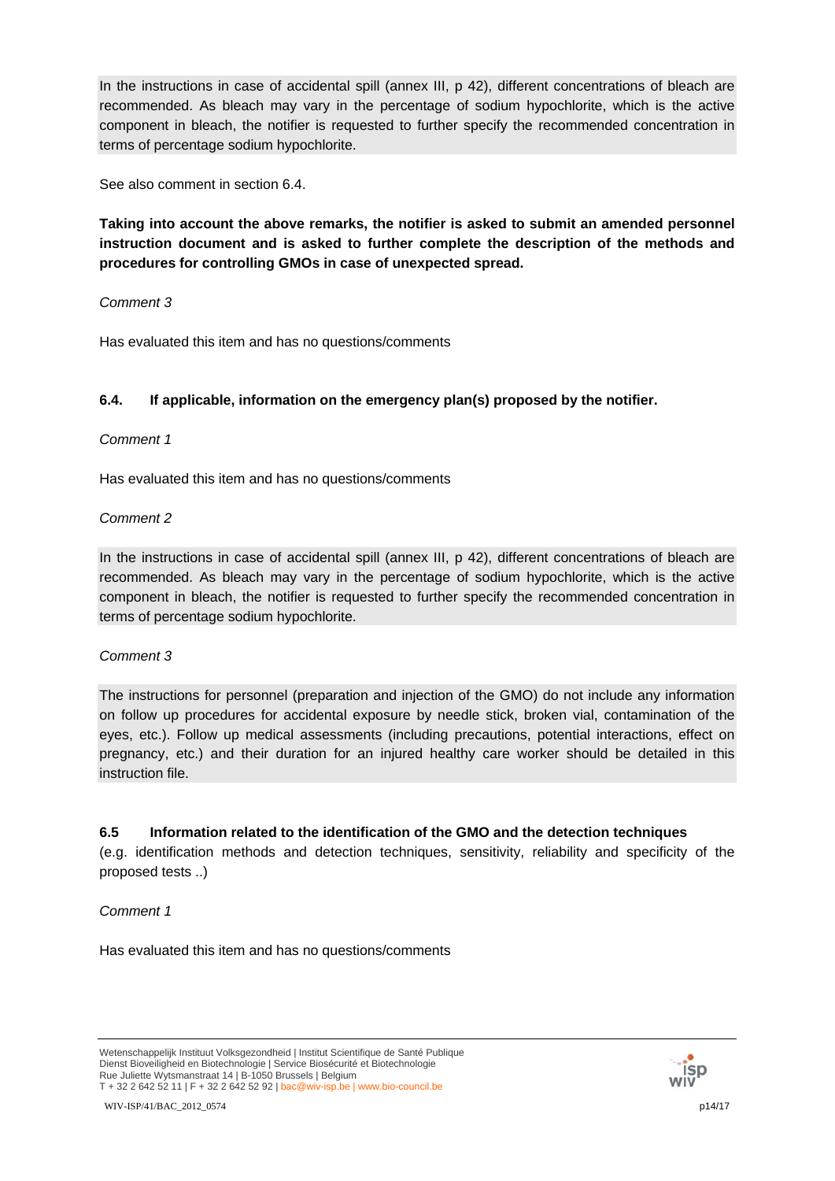In the instructions in case of accidental spill (annex III, p 42), different concentrations of bleach are recommended. As bleach may vary in the percentage of sodium hypochlorite, which is the active component in bleach, the notifier is requested to further specify the recommended concentration in terms of percentage sodium hypochlorite.

See also comment in section 6.4.

**Taking into account the above remarks, the notifier is asked to submit an amended personnel instruction document and is asked to further complete the description of the methods and procedures for controlling GMOs in case of unexpected spread.**

*Comment 3*

Has evaluated this item and has no questions/comments

### 6.4. If applicable, information on the emergency plan(s) proposed by the notifier.

*Comment 1*

Has evaluated this item and has no questions/comments

*Comment 2*

In the instructions in case of accidental spill (annex III, p 42), different concentrations of bleach are recommended. As bleach may vary in the percentage of sodium hypochlorite, which is the active component in bleach, the notifier is requested to further specify the recommended concentration in terms of percentage sodium hypochlorite.

*Comment 3*

The instructions for personnel (preparation and injection of the GMO) do not include any information on follow up procedures for accidental exposure by needle stick, broken vial, contamination of the eyes, etc.). Follow up medical assessments (including precautions, potential interactions, effect on pregnancy, etc.) and their duration for an injured healthy care worker should be detailed in this instruction file.

### 6.5 Information related to the identification of the GMO and the detection techniques

(e.g. identification methods and detection techniques, sensitivity, reliability and specificity of the proposed tests ..)

*Comment 1*

Has evaluated this item and has no questions/comments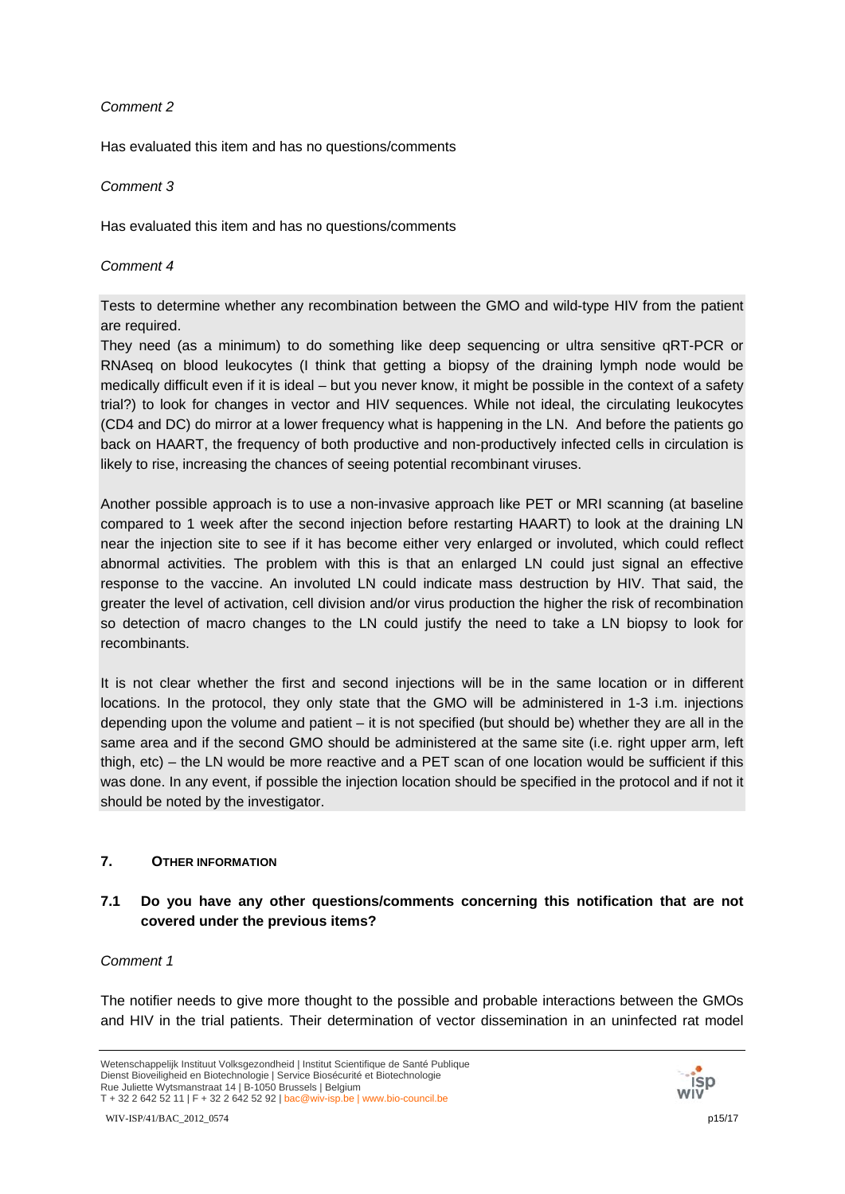*Comment 2*

Has evaluated this item and has no questions/comments

*Comment 3*

Has evaluated this item and has no questions/comments

*Comment 4*

Tests to determine whether any recombination between the GMO and wild-type HIV from the patient are required.
They need (as a minimum) to do something like deep sequencing or ultra sensitive qRT-PCR or RNAseq on blood leukocytes (I think that getting a biopsy of the draining lymph node would be medically difficult even if it is ideal – but you never know, it might be possible in the context of a safety trial?) to look for changes in vector and HIV sequences. While not ideal, the circulating leukocytes (CD4 and DC) do mirror at a lower frequency what is happening in the LN. And before the patients go back on HAART, the frequency of both productive and non-productively infected cells in circulation is likely to rise, increasing the chances of seeing potential recombinant viruses.

Another possible approach is to use a non-invasive approach like PET or MRI scanning (at baseline compared to 1 week after the second injection before restarting HAART) to look at the draining LN near the injection site to see if it has become either very enlarged or involuted, which could reflect abnormal activities. The problem with this is that an enlarged LN could just signal an effective response to the vaccine. An involuted LN could indicate mass destruction by HIV. That said, the greater the level of activation, cell division and/or virus production the higher the risk of recombination so detection of macro changes to the LN could justify the need to take a LN biopsy to look for recombinants.

It is not clear whether the first and second injections will be in the same location or in different locations. In the protocol, they only state that the GMO will be administered in 1-3 i.m. injections depending upon the volume and patient – it is not specified (but should be) whether they are all in the same area and if the second GMO should be administered at the same site (i.e. right upper arm, left thigh, etc) – the LN would be more reactive and a PET scan of one location would be sufficient if this was done. In any event, if possible the injection location should be specified in the protocol and if not it should be noted by the investigator.

## 7. OTHER INFORMATION

### 7.1 Do you have any other questions/comments concerning this notification that are not covered under the previous items?

*Comment 1*

The notifier needs to give more thought to the possible and probable interactions between the GMOs and HIV in the trial patients. Their determination of vector dissemination in an uninfected rat model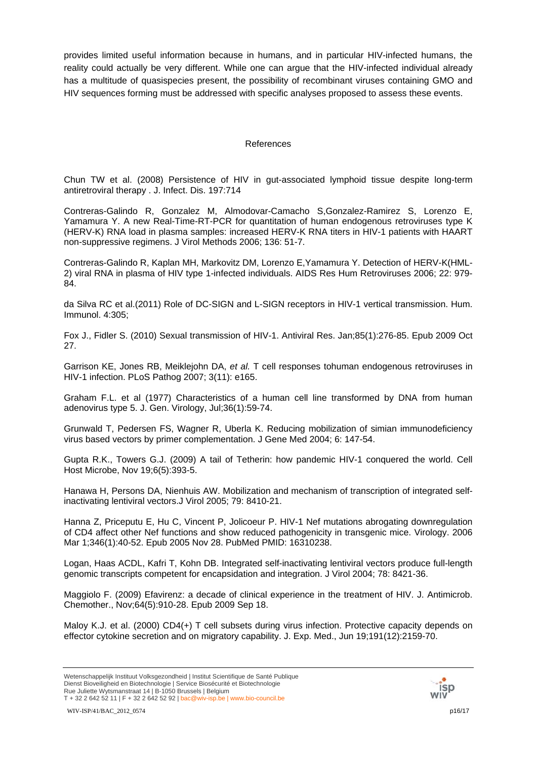provides limited useful information because in humans, and in particular HIV-infected humans, the reality could actually be very different. While one can argue that the HIV-infected individual already has a multitude of quasispecies present, the possibility of recombinant viruses containing GMO and HIV sequences forming must be addressed with specific analyses proposed to assess these events.

## References

Chun TW et al. (2008) Persistence of HIV in gut-associated lymphoid tissue despite long-term antiretroviral therapy . J. Infect. Dis. 197:714

Contreras-Galindo R, Gonzalez M, Almodovar-Camacho S,Gonzalez-Ramirez S, Lorenzo E, Yamamura Y. A new Real-Time-RT-PCR for quantitation of human endogenous retroviruses type K (HERV-K) RNA load in plasma samples: increased HERV-K RNA titers in HIV-1 patients with HAART non-suppressive regimens. J Virol Methods 2006; 136: 51-7.

Contreras-Galindo R, Kaplan MH, Markovitz DM, Lorenzo E,Yamamura Y. Detection of HERV-K(HML-2) viral RNA in plasma of HIV type 1-infected individuals. AIDS Res Hum Retroviruses 2006; 22: 979-84.

da Silva RC et al.(2011) Role of DC-SIGN and L-SIGN receptors in HIV-1 vertical transmission. Hum. Immunol. 4:305;

Fox J., Fidler S. (2010) Sexual transmission of HIV-1. Antiviral Res. Jan;85(1):276-85. Epub 2009 Oct 27.

Garrison KE, Jones RB, Meiklejohn DA, *et al.* T cell responses tohuman endogenous retroviruses in HIV-1 infection. PLoS Pathog 2007; 3(11): e165.

Graham F.L. et al (1977) Characteristics of a human cell line transformed by DNA from human adenovirus type 5. J. Gen. Virology, Jul;36(1):59-74.

Grunwald T, Pedersen FS, Wagner R, Uberla K. Reducing mobilization of simian immunodeficiency virus based vectors by primer complementation. J Gene Med 2004; 6: 147-54.

Gupta R.K., Towers G.J. (2009) A tail of Tetherin: how pandemic HIV-1 conquered the world. Cell Host Microbe, Nov 19;6(5):393-5.

Hanawa H, Persons DA, Nienhuis AW. Mobilization and mechanism of transcription of integrated self-inactivating lentiviral vectors.J Virol 2005; 79: 8410-21.

Hanna Z, Priceputu E, Hu C, Vincent P, Jolicoeur P. HIV-1 Nef mutations abrogating downregulation of CD4 affect other Nef functions and show reduced pathogenicity in transgenic mice. Virology. 2006 Mar 1;346(1):40-52. Epub 2005 Nov 28. PubMed PMID: 16310238.

Logan, Haas ACDL, Kafri T, Kohn DB. Integrated self-inactivating lentiviral vectors produce full-length genomic transcripts competent for encapsidation and integration. J Virol 2004; 78: 8421-36.

Maggiolo F. (2009) Efavirenz: a decade of clinical experience in the treatment of HIV. J. Antimicrob. Chemother., Nov;64(5):910-28. Epub 2009 Sep 18.

Maloy K.J. et al. (2000) CD4(+) T cell subsets during virus infection. Protective capacity depends on effector cytokine secretion and on migratory capability. J. Exp. Med., Jun 19;191(12):2159-70.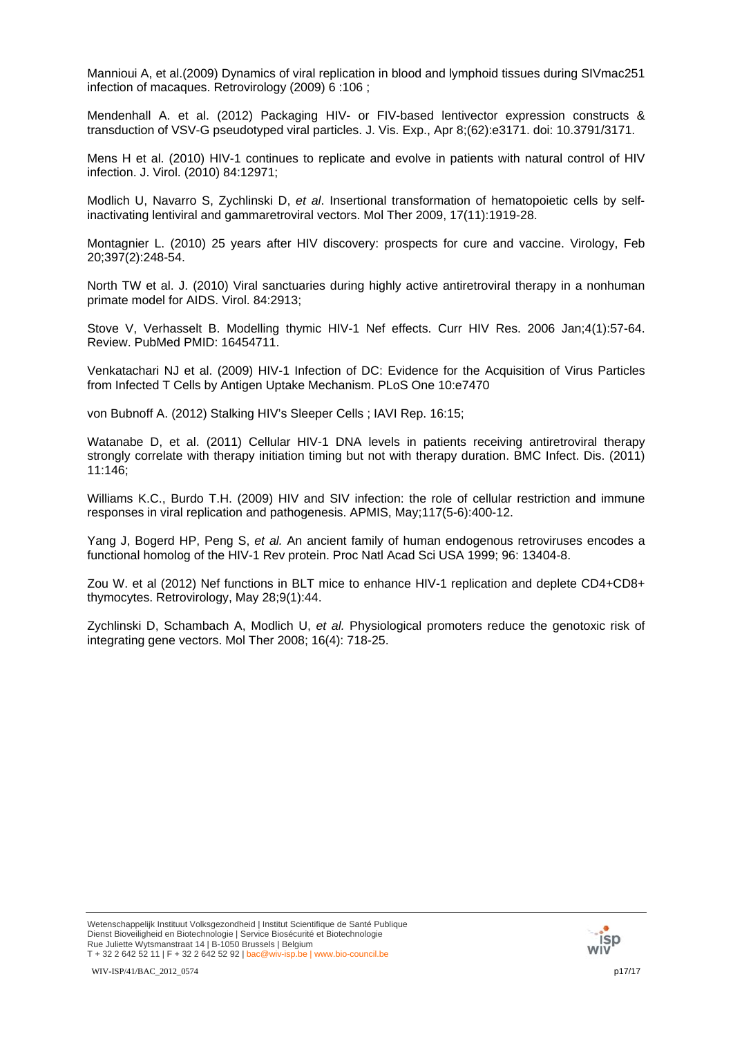Mannioui A, et al.(2009) Dynamics of viral replication in blood and lymphoid tissues during SIVmac251 infection of macaques. Retrovirology (2009) 6 :106 ;

Mendenhall A. et al. (2012) Packaging HIV- or FIV-based lentivector expression constructs & transduction of VSV-G pseudotyped viral particles. J. Vis. Exp., Apr 8;(62):e3171. doi: 10.3791/3171.

Mens H et al. (2010) HIV-1 continues to replicate and evolve in patients with natural control of HIV infection. J. Virol. (2010) 84:12971;

Modlich U, Navarro S, Zychlinski D, *et al*. Insertional transformation of hematopoietic cells by self-inactivating lentiviral and gammaretroviral vectors. Mol Ther 2009, 17(11):1919-28.

Montagnier L. (2010) 25 years after HIV discovery: prospects for cure and vaccine. Virology, Feb 20;397(2):248-54.

North TW et al. J. (2010) Viral sanctuaries during highly active antiretroviral therapy in a nonhuman primate model for AIDS. Virol. 84:2913;

Stove V, Verhasselt B. Modelling thymic HIV-1 Nef effects. Curr HIV Res. 2006 Jan;4(1):57-64. Review. PubMed PMID: 16454711.

Venkatachari NJ et al. (2009) HIV-1 Infection of DC: Evidence for the Acquisition of Virus Particles from Infected T Cells by Antigen Uptake Mechanism. PLoS One 10:e7470

von Bubnoff A. (2012) Stalking HIV's Sleeper Cells ; IAVI Rep. 16:15;

Watanabe D, et al. (2011) Cellular HIV-1 DNA levels in patients receiving antiretroviral therapy strongly correlate with therapy initiation timing but not with therapy duration. BMC Infect. Dis. (2011) 11:146;

Williams K.C., Burdo T.H. (2009) HIV and SIV infection: the role of cellular restriction and immune responses in viral replication and pathogenesis. APMIS, May;117(5-6):400-12.

Yang J, Bogerd HP, Peng S, *et al.* An ancient family of human endogenous retroviruses encodes a functional homolog of the HIV-1 Rev protein. Proc Natl Acad Sci USA 1999; 96: 13404-8.

Zou W. et al (2012) Nef functions in BLT mice to enhance HIV-1 replication and deplete CD4+CD8+ thymocytes. Retrovirology, May 28;9(1):44.

Zychlinski D, Schambach A, Modlich U, *et al.* Physiological promoters reduce the genotoxic risk of integrating gene vectors. Mol Ther 2008; 16(4): 718-25.